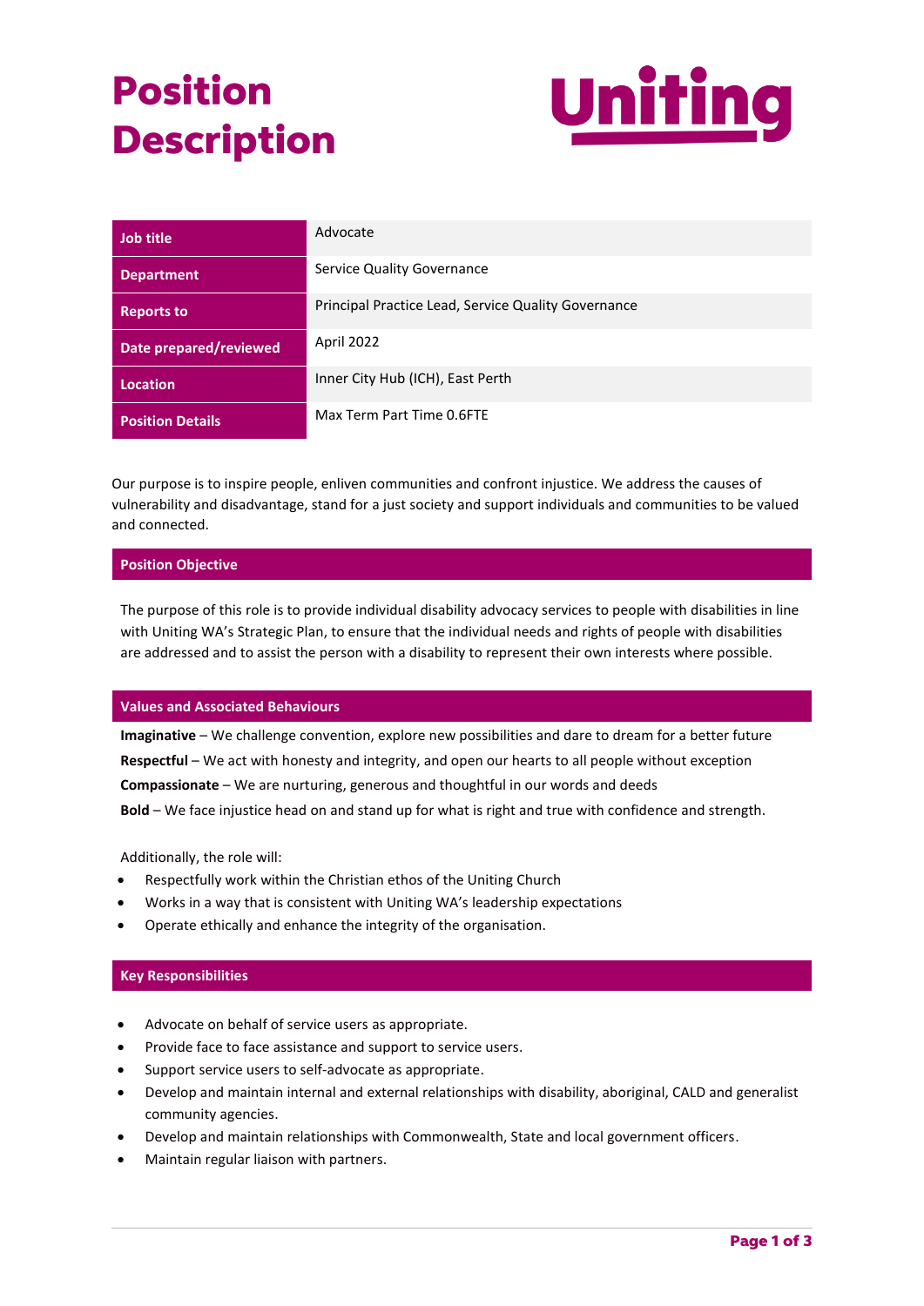# Position Description

Uniting

| | |
|---|---|
| **Job title** | Advocate |
| **Department** | Service Quality Governance |
| **Reports to** | Principal Practice Lead, Service Quality Governance |
| **Date prepared/reviewed** | April 2022 |
| **Location** | Inner City Hub (ICH), East Perth |
| **Position Details** | Max Term Part Time 0.6FTE |

Our purpose is to inspire people, enliven communities and confront injustice. We address the causes of vulnerability and disadvantage, stand for a just society and support individuals and communities to be valued and connected.

## Position Objective

The purpose of this role is to provide individual disability advocacy services to people with disabilities in line with Uniting WA's Strategic Plan, to ensure that the individual needs and rights of people with disabilities are addressed and to assist the person with a disability to represent their own interests where possible.

## Values and Associated Behaviours

**Imaginative** – We challenge convention, explore new possibilities and dare to dream for a better future

**Respectful** – We act with honesty and integrity, and open our hearts to all people without exception

**Compassionate** – We are nurturing, generous and thoughtful in our words and deeds

**Bold** – We face injustice head on and stand up for what is right and true with confidence and strength.

Additionally, the role will:

- Respectfully work within the Christian ethos of the Uniting Church
- Works in a way that is consistent with Uniting WA's leadership expectations
- Operate ethically and enhance the integrity of the organisation.

## Key Responsibilities

- Advocate on behalf of service users as appropriate.
- Provide face to face assistance and support to service users.
- Support service users to self-advocate as appropriate.
- Develop and maintain internal and external relationships with disability, aboriginal, CALD and generalist community agencies.
- Develop and maintain relationships with Commonwealth, State and local government officers.
- Maintain regular liaison with partners.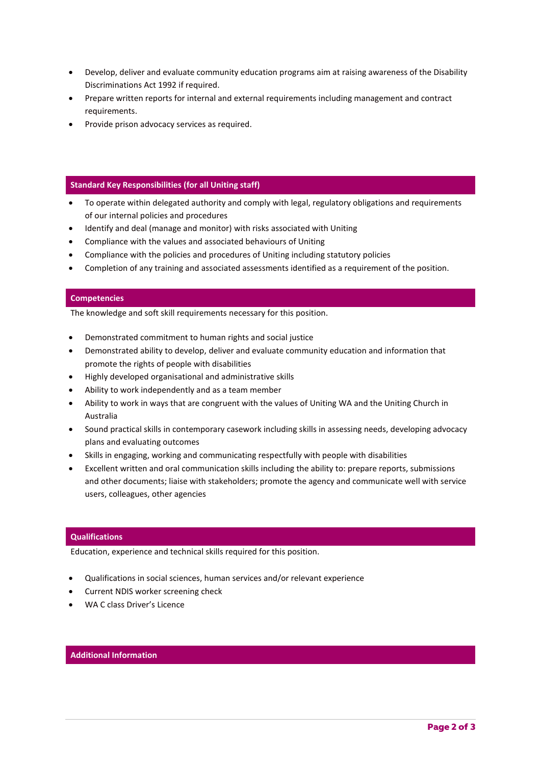- Develop, deliver and evaluate community education programs aim at raising awareness of the Disability Discriminations Act 1992 if required.
- Prepare written reports for internal and external requirements including management and contract requirements.
- Provide prison advocacy services as required.

## Standard Key Responsibilities (for all Uniting staff)

- To operate within delegated authority and comply with legal, regulatory obligations and requirements of our internal policies and procedures
- Identify and deal (manage and monitor) with risks associated with Uniting
- Compliance with the values and associated behaviours of Uniting
- Compliance with the policies and procedures of Uniting including statutory policies
- Completion of any training and associated assessments identified as a requirement of the position.

## Competencies

The knowledge and soft skill requirements necessary for this position.

- Demonstrated commitment to human rights and social justice
- Demonstrated ability to develop, deliver and evaluate community education and information that promote the rights of people with disabilities
- Highly developed organisational and administrative skills
- Ability to work independently and as a team member
- Ability to work in ways that are congruent with the values of Uniting WA and the Uniting Church in Australia
- Sound practical skills in contemporary casework including skills in assessing needs, developing advocacy plans and evaluating outcomes
- Skills in engaging, working and communicating respectfully with people with disabilities
- Excellent written and oral communication skills including the ability to: prepare reports, submissions and other documents; liaise with stakeholders; promote the agency and communicate well with service users, colleagues, other agencies

## Qualifications

Education, experience and technical skills required for this position.

- Qualifications in social sciences, human services and/or relevant experience
- Current NDIS worker screening check
- WA C class Driver's Licence

## Additional Information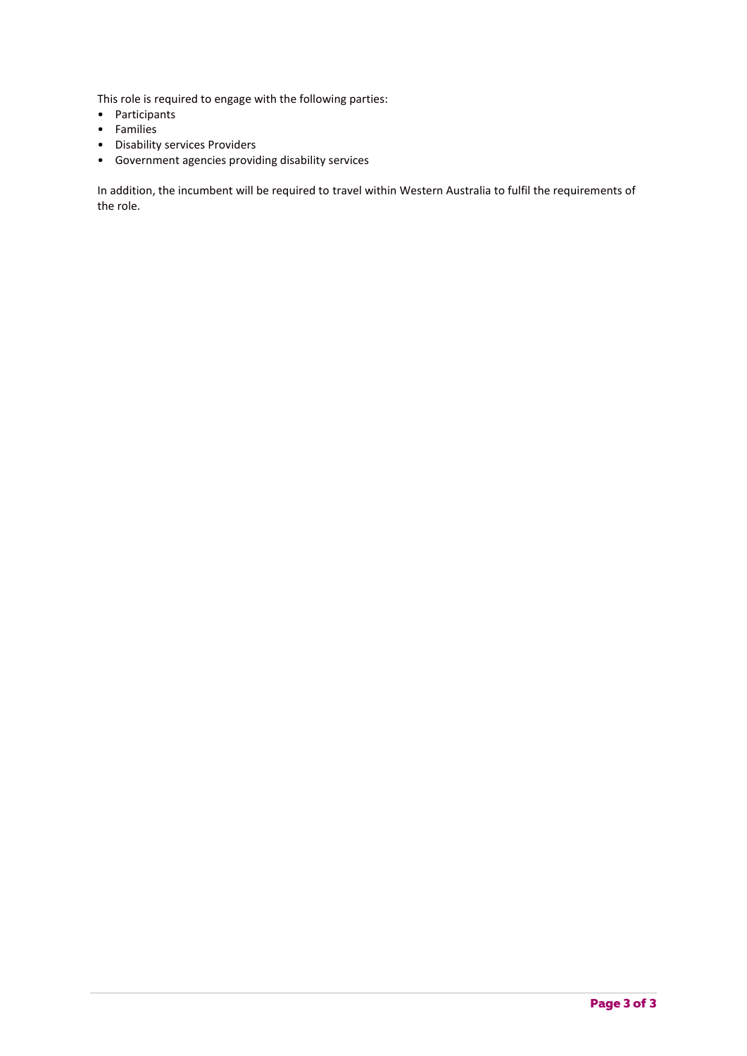This role is required to engage with the following parties:

- Participants
- Families
- Disability services Providers
- Government agencies providing disability services

In addition, the incumbent will be required to travel within Western Australia to fulfil the requirements of the role.